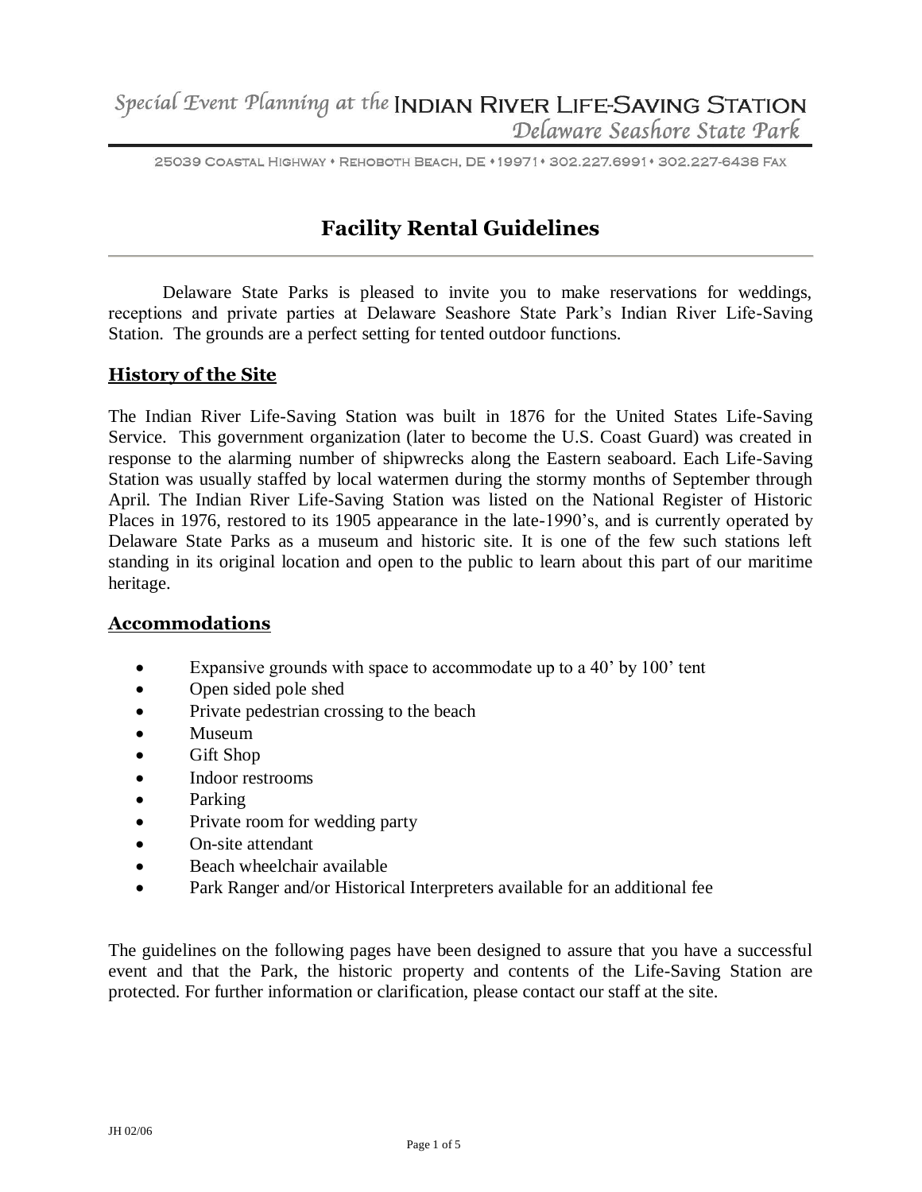*Special Event Planning at the* INDIAN RIVER LIFE-SAVING STATION
*Delaware Seashore State Park*

25039 COASTAL HIGHWAY • REHOBOTH BEACH, DE • 19971 • 302.227.6991 • 302.227-6438 FAX

# Facility Rental Guidelines

Delaware State Parks is pleased to invite you to make reservations for weddings, receptions and private parties at Delaware Seashore State Park's Indian River Life-Saving Station. The grounds are a perfect setting for tented outdoor functions.

## History of the Site

The Indian River Life-Saving Station was built in 1876 for the United States Life-Saving Service. This government organization (later to become the U.S. Coast Guard) was created in response to the alarming number of shipwrecks along the Eastern seaboard. Each Life-Saving Station was usually staffed by local watermen during the stormy months of September through April. The Indian River Life-Saving Station was listed on the National Register of Historic Places in 1976, restored to its 1905 appearance in the late-1990's, and is currently operated by Delaware State Parks as a museum and historic site. It is one of the few such stations left standing in its original location and open to the public to learn about this part of our maritime heritage.

## Accommodations

- Expansive grounds with space to accommodate up to a 40' by 100' tent
- Open sided pole shed
- Private pedestrian crossing to the beach
- Museum
- Gift Shop
- Indoor restrooms
- Parking
- Private room for wedding party
- On-site attendant
- Beach wheelchair available
- Park Ranger and/or Historical Interpreters available for an additional fee

The guidelines on the following pages have been designed to assure that you have a successful event and that the Park, the historic property and contents of the Life-Saving Station are protected. For further information or clarification, please contact our staff at the site.

JH 02/06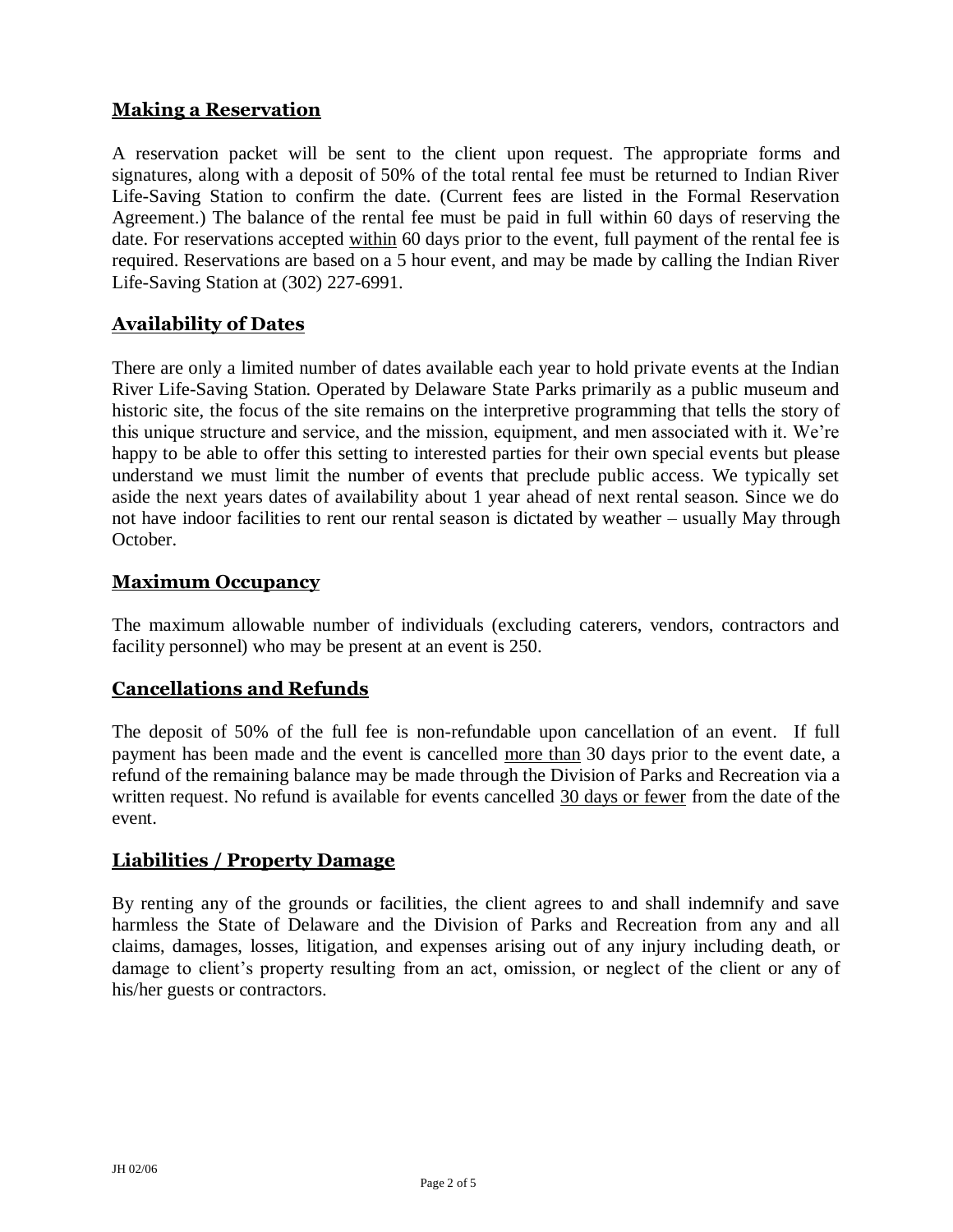## Making a Reservation

A reservation packet will be sent to the client upon request. The appropriate forms and signatures, along with a deposit of 50% of the total rental fee must be returned to Indian River Life-Saving Station to confirm the date. (Current fees are listed in the Formal Reservation Agreement.) The balance of the rental fee must be paid in full within 60 days of reserving the date. For reservations accepted <u>within</u> 60 days prior to the event, full payment of the rental fee is required. Reservations are based on a 5 hour event, and may be made by calling the Indian River Life-Saving Station at (302) 227-6991.

## Availability of Dates

There are only a limited number of dates available each year to hold private events at the Indian River Life-Saving Station. Operated by Delaware State Parks primarily as a public museum and historic site, the focus of the site remains on the interpretive programming that tells the story of this unique structure and service, and the mission, equipment, and men associated with it. We're happy to be able to offer this setting to interested parties for their own special events but please understand we must limit the number of events that preclude public access. We typically set aside the next years dates of availability about 1 year ahead of next rental season. Since we do not have indoor facilities to rent our rental season is dictated by weather – usually May through October.

## Maximum Occupancy

The maximum allowable number of individuals (excluding caterers, vendors, contractors and facility personnel) who may be present at an event is 250.

## Cancellations and Refunds

The deposit of 50% of the full fee is non-refundable upon cancellation of an event. If full payment has been made and the event is cancelled <u>more than</u> 30 days prior to the event date, a refund of the remaining balance may be made through the Division of Parks and Recreation via a written request. No refund is available for events cancelled <u>30 days or fewer</u> from the date of the event.

## Liabilities / Property Damage

By renting any of the grounds or facilities, the client agrees to and shall indemnify and save harmless the State of Delaware and the Division of Parks and Recreation from any and all claims, damages, losses, litigation, and expenses arising out of any injury including death, or damage to client's property resulting from an act, omission, or neglect of the client or any of his/her guests or contractors.

JH 02/06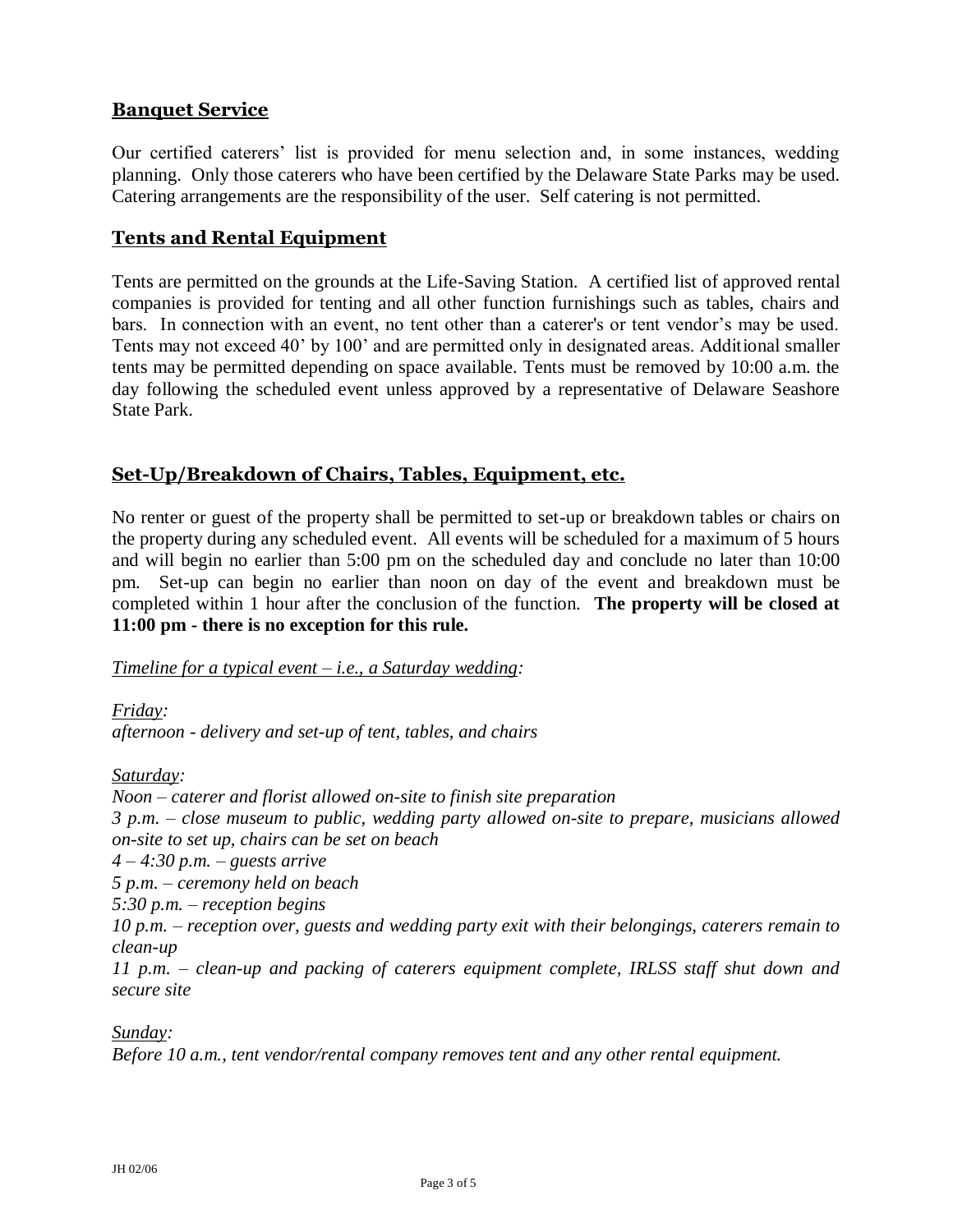## Banquet Service

Our certified caterers' list is provided for menu selection and, in some instances, wedding planning. Only those caterers who have been certified by the Delaware State Parks may be used. Catering arrangements are the responsibility of the user. Self catering is not permitted.

## Tents and Rental Equipment

Tents are permitted on the grounds at the Life-Saving Station. A certified list of approved rental companies is provided for tenting and all other function furnishings such as tables, chairs and bars. In connection with an event, no tent other than a caterer's or tent vendor's may be used. Tents may not exceed 40' by 100' and are permitted only in designated areas. Additional smaller tents may be permitted depending on space available. Tents must be removed by 10:00 a.m. the day following the scheduled event unless approved by a representative of Delaware Seashore State Park.

## Set-Up/Breakdown of Chairs, Tables, Equipment, etc.

No renter or guest of the property shall be permitted to set-up or breakdown tables or chairs on the property during any scheduled event. All events will be scheduled for a maximum of 5 hours and will begin no earlier than 5:00 pm on the scheduled day and conclude no later than 10:00 pm. Set-up can begin no earlier than noon on day of the event and breakdown must be completed within 1 hour after the conclusion of the function. **The property will be closed at 11:00 pm - there is no exception for this rule.**

*Timeline for a typical event – i.e., a Saturday wedding:*

*Friday:*
*afternoon - delivery and set-up of tent, tables, and chairs*

*Saturday:*
*Noon – caterer and florist allowed on-site to finish site preparation*
*3 p.m. – close museum to public, wedding party allowed on-site to prepare, musicians allowed on-site to set up, chairs can be set on beach*
*4 – 4:30 p.m. – guests arrive*
*5 p.m. – ceremony held on beach*
*5:30 p.m. – reception begins*
*10 p.m. – reception over, guests and wedding party exit with their belongings, caterers remain to clean-up*
*11 p.m. – clean-up and packing of caterers equipment complete, IRLSS staff shut down and secure site*

*Sunday:*
*Before 10 a.m., tent vendor/rental company removes tent and any other rental equipment.*

JH 02/06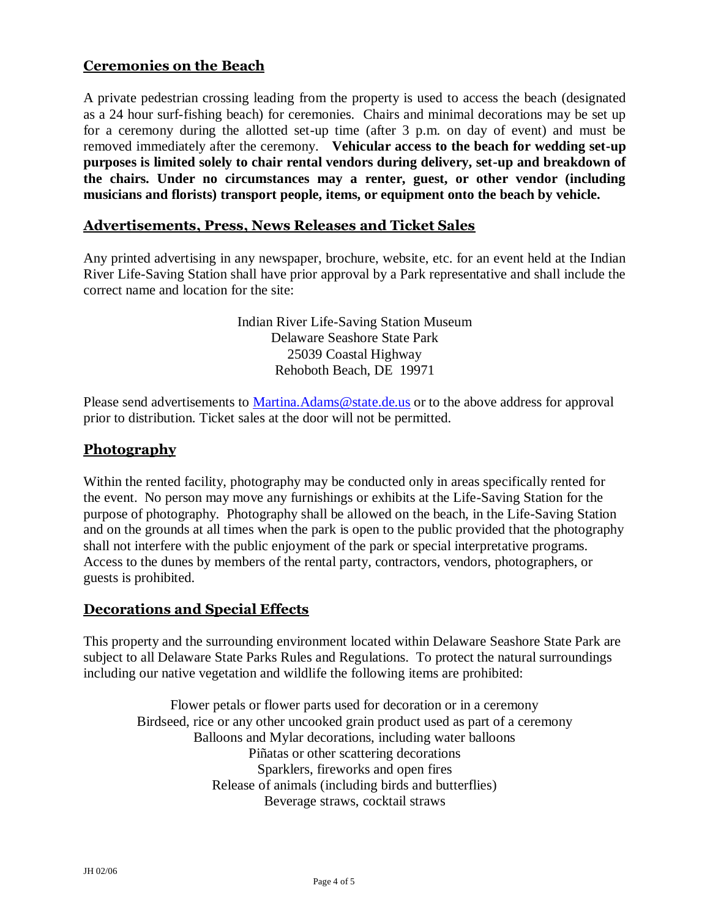## Ceremonies on the Beach

A private pedestrian crossing leading from the property is used to access the beach (designated as a 24 hour surf-fishing beach) for ceremonies. Chairs and minimal decorations may be set up for a ceremony during the allotted set-up time (after 3 p.m. on day of event) and must be removed immediately after the ceremony. **Vehicular access to the beach for wedding set-up purposes is limited solely to chair rental vendors during delivery, set-up and breakdown of the chairs. Under no circumstances may a renter, guest, or other vendor (including musicians and florists) transport people, items, or equipment onto the beach by vehicle.**

## Advertisements, Press, News Releases and Ticket Sales

Any printed advertising in any newspaper, brochure, website, etc. for an event held at the Indian River Life-Saving Station shall have prior approval by a Park representative and shall include the correct name and location for the site:

Indian River Life-Saving Station Museum
Delaware Seashore State Park
25039 Coastal Highway
Rehoboth Beach, DE 19971

Please send advertisements to Martina.Adams@state.de.us or to the above address for approval prior to distribution. Ticket sales at the door will not be permitted.

## Photography

Within the rented facility, photography may be conducted only in areas specifically rented for the event. No person may move any furnishings or exhibits at the Life-Saving Station for the purpose of photography. Photography shall be allowed on the beach, in the Life-Saving Station and on the grounds at all times when the park is open to the public provided that the photography shall not interfere with the public enjoyment of the park or special interpretative programs. Access to the dunes by members of the rental party, contractors, vendors, photographers, or guests is prohibited.

## Decorations and Special Effects

This property and the surrounding environment located within Delaware Seashore State Park are subject to all Delaware State Parks Rules and Regulations. To protect the natural surroundings including our native vegetation and wildlife the following items are prohibited:

Flower petals or flower parts used for decoration or in a ceremony
Birdseed, rice or any other uncooked grain product used as part of a ceremony
Balloons and Mylar decorations, including water balloons
Piñatas or other scattering decorations
Sparklers, fireworks and open fires
Release of animals (including birds and butterflies)
Beverage straws, cocktail straws

JH 02/06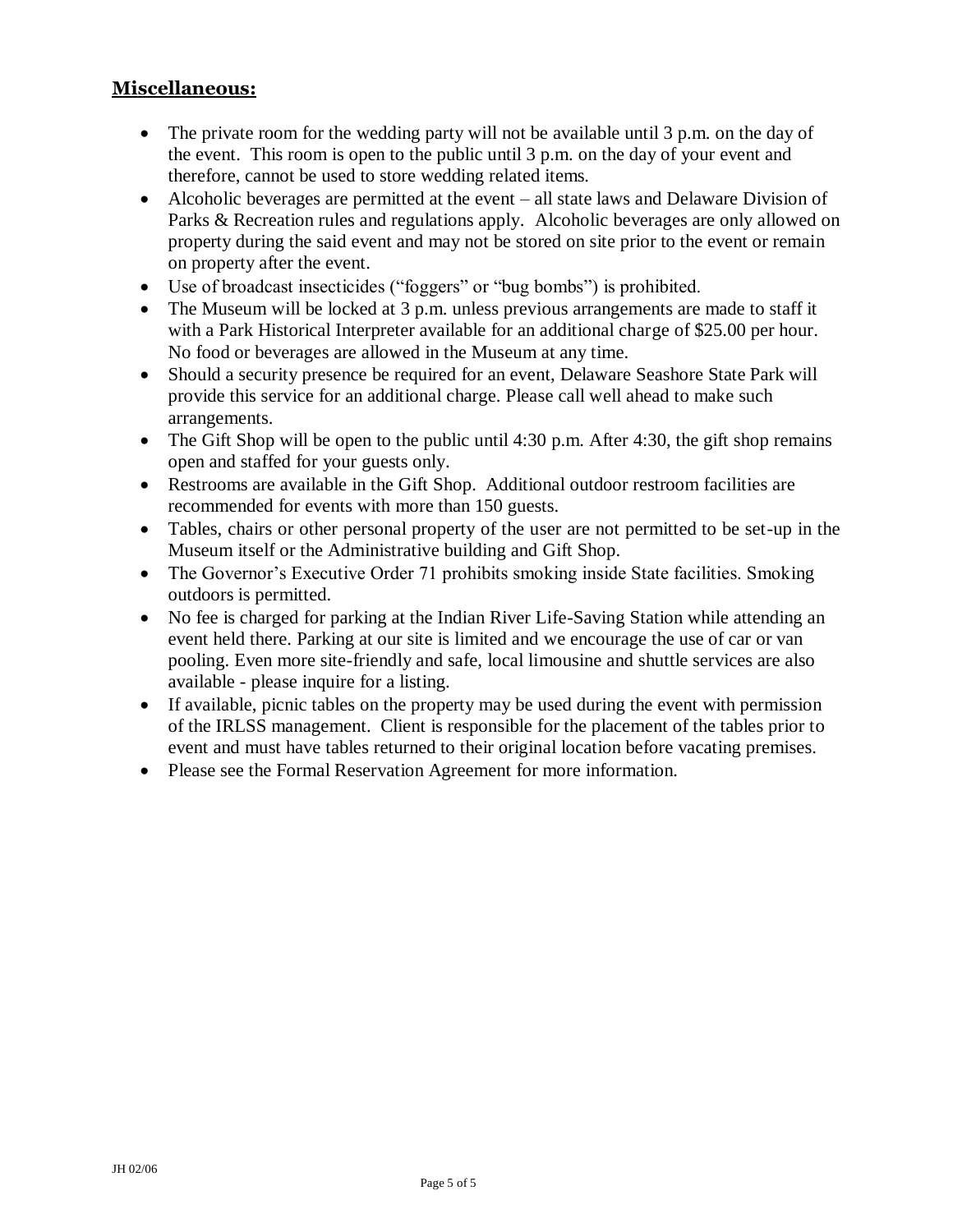## **Miscellaneous:**

- The private room for the wedding party will not be available until 3 p.m. on the day of the event. This room is open to the public until 3 p.m. on the day of your event and therefore, cannot be used to store wedding related items.
- Alcoholic beverages are permitted at the event – all state laws and Delaware Division of Parks & Recreation rules and regulations apply. Alcoholic beverages are only allowed on property during the said event and may not be stored on site prior to the event or remain on property after the event.
- Use of broadcast insecticides ("foggers" or "bug bombs") is prohibited.
- The Museum will be locked at 3 p.m. unless previous arrangements are made to staff it with a Park Historical Interpreter available for an additional charge of $25.00 per hour. No food or beverages are allowed in the Museum at any time.
- Should a security presence be required for an event, Delaware Seashore State Park will provide this service for an additional charge. Please call well ahead to make such arrangements.
- The Gift Shop will be open to the public until 4:30 p.m. After 4:30, the gift shop remains open and staffed for your guests only.
- Restrooms are available in the Gift Shop. Additional outdoor restroom facilities are recommended for events with more than 150 guests.
- Tables, chairs or other personal property of the user are not permitted to be set-up in the Museum itself or the Administrative building and Gift Shop.
- The Governor's Executive Order 71 prohibits smoking inside State facilities. Smoking outdoors is permitted.
- No fee is charged for parking at the Indian River Life-Saving Station while attending an event held there. Parking at our site is limited and we encourage the use of car or van pooling. Even more site-friendly and safe, local limousine and shuttle services are also available - please inquire for a listing.
- If available, picnic tables on the property may be used during the event with permission of the IRLSS management. Client is responsible for the placement of the tables prior to event and must have tables returned to their original location before vacating premises.
- Please see the Formal Reservation Agreement for more information.

JH 02/06